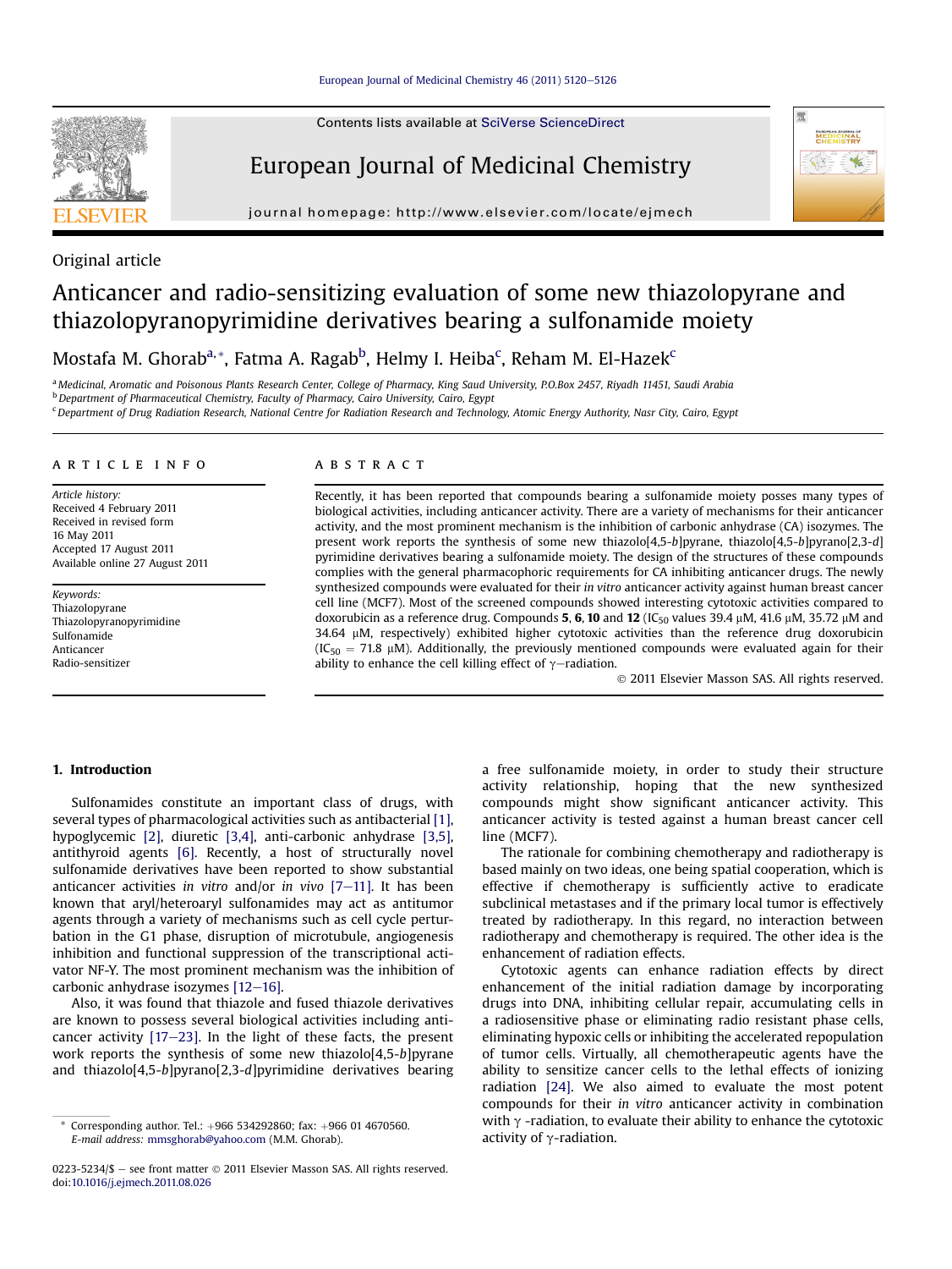Original article

# Anticancer and radio-sensitizing evaluation of some new thiazolopyrane and thiazolopyranopyrimidine derivatives bearing a sulfonamide moiety

Mostafa M. Ghorab[a,*], Fatma A. Ragab[b], Helmy I. Heiba[c], Reham M. El-Hazek[c]

[a] Medicinal, Aromatic and Poisonous Plants Research Center, College of Pharmacy, King Saud University, P.O.Box 2457, Riyadh 11451, Saudi Arabia
[b] Department of Pharmaceutical Chemistry, Faculty of Pharmacy, Cairo University, Cairo, Egypt
[c] Department of Drug Radiation Research, National Centre for Radiation Research and Technology, Atomic Energy Authority, Nasr City, Cairo, Egypt

ARTICLE INFO

*Article history:*
Received 4 February 2011
Received in revised form
16 May 2011
Accepted 17 August 2011
Available online 27 August 2011

*Keywords:*
Thiazolopyrane
Thiazolopyranopyrimidine
Sulfonamide
Anticancer
Radio-sensitizer

ABSTRACT

Recently, it has been reported that compounds bearing a sulfonamide moiety posses many types of biological activities, including anticancer activity. There are a variety of mechanisms for their anticancer activity, and the most prominent mechanism is the inhibition of carbonic anhydrase (CA) isozymes. The present work reports the synthesis of some new thiazolo[4,5-*b*]pyrane, thiazolo[4,5-*b*]pyrano[2,3-*d*]pyrimidine derivatives bearing a sulfonamide moiety. The design of the structures of these compounds complies with the general pharmacophoric requirements for CA inhibiting anticancer drugs. The newly synthesized compounds were evaluated for their *in vitro* anticancer activity against human breast cancer cell line (MCF7). Most of the screened compounds showed interesting cytotoxic activities compared to doxorubicin as a reference drug. Compounds **5**, **6**, **10** and **12** ($IC_{50}$ values 39.4 μM, 41.6 μM, 35.72 μM and 34.64 μM, respectively) exhibited higher cytotoxic activities than the reference drug doxorubicin ($IC_{50}$ = 71.8 μM). Additionally, the previously mentioned compounds were evaluated again for their ability to enhance the cell killing effect of γ−radiation.

© 2011 Elsevier Masson SAS. All rights reserved.

## 1. Introduction

Sulfonamides constitute an important class of drugs, with several types of pharmacological activities such as antibacterial [1], hypoglycemic [2], diuretic [3,4], anti-carbonic anhydrase [3,5], antithyroid agents [6]. Recently, a host of structurally novel sulfonamide derivatives have been reported to show substantial anticancer activities *in vitro* and/or *in vivo* [7–11]. It has been known that aryl/heteroaryl sulfonamides may act as antitumor agents through a variety of mechanisms such as cell cycle perturbation in the G1 phase, disruption of microtubule, angiogenesis inhibition and functional suppression of the transcriptional activator NF-Y. The most prominent mechanism was the inhibition of carbonic anhydrase isozymes [12–16].

Also, it was found that thiazole and fused thiazole derivatives are known to possess several biological activities including anticancer activity [17–23]. In the light of these facts, the present work reports the synthesis of some new thiazolo[4,5-*b*]pyrane and thiazolo[4,5-*b*]pyrano[2,3-*d*]pyrimidine derivatives bearing a free sulfonamide moiety, in order to study their structure activity relationship, hoping that the new synthesized compounds might show significant anticancer activity. This anticancer activity is tested against a human breast cancer cell line (MCF7).

The rationale for combining chemotherapy and radiotherapy is based mainly on two ideas, one being spatial cooperation, which is effective if chemotherapy is sufficiently active to eradicate subclinical metastases and if the primary local tumor is effectively treated by radiotherapy. In this regard, no interaction between radiotherapy and chemotherapy is required. The other idea is the enhancement of radiation effects.

Cytotoxic agents can enhance radiation effects by direct enhancement of the initial radiation damage by incorporating drugs into DNA, inhibiting cellular repair, accumulating cells in a radiosensitive phase or eliminating radio resistant phase cells, eliminating hypoxic cells or inhibiting the accelerated repopulation of tumor cells. Virtually, all chemotherapeutic agents have the ability to sensitize cancer cells to the lethal effects of ionizing radiation [24]. We also aimed to evaluate the most potent compounds for their *in vitro* anticancer activity in combination with γ -radiation, to evaluate their ability to enhance the cytotoxic activity of γ-radiation.

* Corresponding author. Tel.: +966 534292860; fax: +966 01 4670560.
*E-mail address:* mmsghorab@yahoo.com (M.M. Ghorab).

0223-5234/$ – see front matter © 2011 Elsevier Masson SAS. All rights reserved.
doi:10.1016/j.ejmech.2011.08.026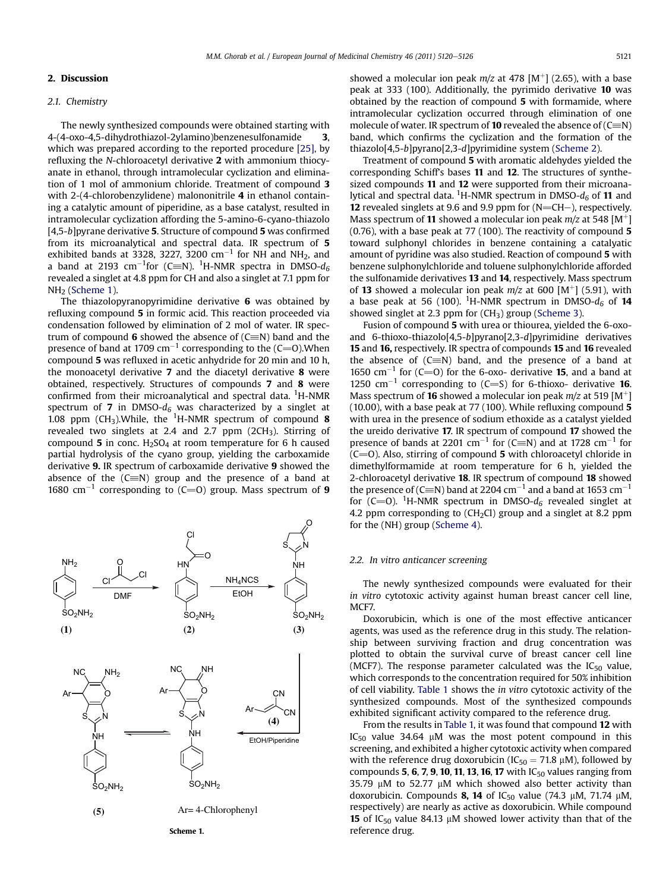## 2. Discussion

### 2.1. Chemistry

The newly synthesized compounds were obtained starting with 4-(4-oxo-4,5-dihydrothiazol-2ylamino)benzenesulfonamide **3**, which was prepared according to the reported procedure [25], by refluxing the *N*-chloroacetyl derivative **2** with ammonium thiocyanate in ethanol, through intramolecular cyclization and elimination of 1 mol of ammonium chloride. Treatment of compound **3** with 2-(4-chlorobenzylidene) malononitrile **4** in ethanol containing a catalytic amount of piperidine, as a base catalyst, resulted in intramolecular cyclization affording the 5-amino-6-cyano-thiazolo[4,5-*b*]pyrane derivative **5**. Structure of compound **5** was confirmed from its microanalytical and spectral data. IR spectrum of **5** exhibited bands at 3328, 3227, 3200 $cm^{-1}$ for NH and $NH_2$, and a band at 2193 $cm^{-1}$ for (C≡N). $^1$H-NMR spectra in DMSO-$d_6$ revealed a singlet at 4.8 ppm for CH and also a singlet at 7.1 ppm for $NH_2$ (Scheme 1).

The thiazolopyranopyrimidine derivative **6** was obtained by refluxing compound **5** in formic acid. This reaction proceeded via condensation followed by elimination of 2 mol of water. IR spectrum of compound **6** showed the absence of (C≡N) band and the presence of band at 1709 $cm^{-1}$ corresponding to the (C=O).When compound **5** was refluxed in acetic anhydride for 20 min and 10 h, the monoacetyl derivative **7** and the diacetyl derivative **8** were obtained, respectively. Structures of compounds **7** and **8** were confirmed from their microanalytical and spectral data. $^1$H-NMR spectrum of **7** in DMSO-$d_6$ was characterized by a singlet at 1.08 ppm ($CH_3$).While, the $^1$H-NMR spectrum of compound **8** revealed two singlets at 2.4 and 2.7 ppm ($2CH_3$). Stirring of compound **5** in conc. $H_2SO_4$ at room temperature for 6 h caused partial hydrolysis of the cyano group, yielding the carboxamide derivative **9.** IR spectrum of carboxamide derivative **9** showed the absence of the (C≡N) group and the presence of a band at 1680 $cm^{-1}$ corresponding to (C=O) group. Mass spectrum of **9** showed a molecular ion peak *m/z* at 478 [$M^+$] (2.65), with a base peak at 333 (100). Additionally, the pyrimido derivative **10** was obtained by the reaction of compound **5** with formamide, where intramolecular cyclization occurred through elimination of one molecule of water. IR spectrum of **10** revealed the absence of (C≡N) band, which confirms the cyclization and the formation of the thiazolo[4,5-*b*]pyrano[2,3-*d*]pyrimidine system (Scheme 2).

Treatment of compound **5** with aromatic aldehydes yielded the corresponding Schiff's bases **11** and **12**. The structures of synthesized compounds **11** and **12** were supported from their microanalytical and spectral data. $^1$H-NMR spectrum in DMSO-$d_6$ of **11** and **12** revealed singlets at 9.6 and 9.9 ppm for (N=CH−), respectively. Mass spectrum of **11** showed a molecular ion peak *m/z* at 548 [$M^+$] (0.76), with a base peak at 77 (100). The reactivity of compound **5** toward sulphonyl chlorides in benzene containing a catalytic amount of pyridine was also studied. Reaction of compound **5** with benzene sulphonylchloride and toluene sulphonylchloride afforded the sulfonamide derivatives **13** and **14**, respectively. Mass spectrum of **13** showed a molecular ion peak *m/z* at 600 [$M^+$] (5.91), with a base peak at 56 (100). $^1$H-NMR spectrum in DMSO-$d_6$ of **14** showed singlet at 2.3 ppm for ($CH_3$) group (Scheme 3).

Fusion of compound **5** with urea or thiourea, yielded the 6-oxo- and 6-thioxo-thiazolo[4,5-*b*]pyrano[2,3-*d*]pyrimidine derivatives **15** and **16,** respectively. IR spectra of compounds **15** and **16** revealed the absence of (C≡N) band, and the presence of a band at 1650 $cm^{-1}$ for (C=O) for the 6-oxo- derivative **15**, and a band at 1250 $cm^{-1}$ corresponding to (C=S) for 6-thioxo- derivative **16**. Mass spectrum of **16** showed a molecular ion peak *m/z* at 519 [$M^+$] (10.00), with a base peak at 77 (100). While refluxing compound **5** with urea in the presence of sodium ethoxide as a catalyst yielded the ureido derivative **17**. IR spectrum of compound **17** showed the presence of bands at 2201 $cm^{-1}$ for (C≡N) and at 1728 $cm^{-1}$ for (C=O). Also, stirring of compound **5** with chloroacetyl chloride in dimethylformamide at room temperature for 6 h, yielded the 2-chloroacetyl derivative **18**. IR spectrum of compound **18** showed the presence of (C≡N) band at 2204 $cm^{-1}$ and a band at 1653 $cm^{-1}$ for (C=O). $^1$H-NMR spectrum in DMSO-$d_6$ revealed singlet at 4.2 ppm corresponding to ($CH_2Cl$) group and a singlet at 8.2 ppm for the (NH) group (Scheme 4).

Scheme 1.

### 2.2. In vitro anticancer screening

The newly synthesized compounds were evaluated for their *in vitro* cytotoxic activity against human breast cancer cell line, MCF7.

Doxorubicin, which is one of the most effective anticancer agents, was used as the reference drug in this study. The relationship between surviving fraction and drug concentration was plotted to obtain the survival curve of breast cancer cell line (MCF7). The response parameter calculated was the $IC_{50}$ value, which corresponds to the concentration required for 50% inhibition of cell viability. Table 1 shows the *in vitro* cytotoxic activity of the synthesized compounds. Most of the synthesized compounds exhibited significant activity compared to the reference drug.

From the results in Table 1, it was found that compound **12** with $IC_{50}$ value 34.64 μM was the most potent compound in this screening, and exhibited a higher cytotoxic activity when compared with the reference drug doxorubicin ($IC_{50}$ = 71.8 μM), followed by compounds **5**, **6**, **7**, **9**, **10**, **11**, **13**, **16**, **17** with $IC_{50}$ values ranging from 35.79 μM to 52.77 μM which showed also better activity than doxorubicin. Compounds **8, 14** of $IC_{50}$ value (74.3 μM, 71.74 μM, respectively) are nearly as active as doxorubicin. While compound **15** of $IC_{50}$ value 84.13 μM showed lower activity than that of the reference drug.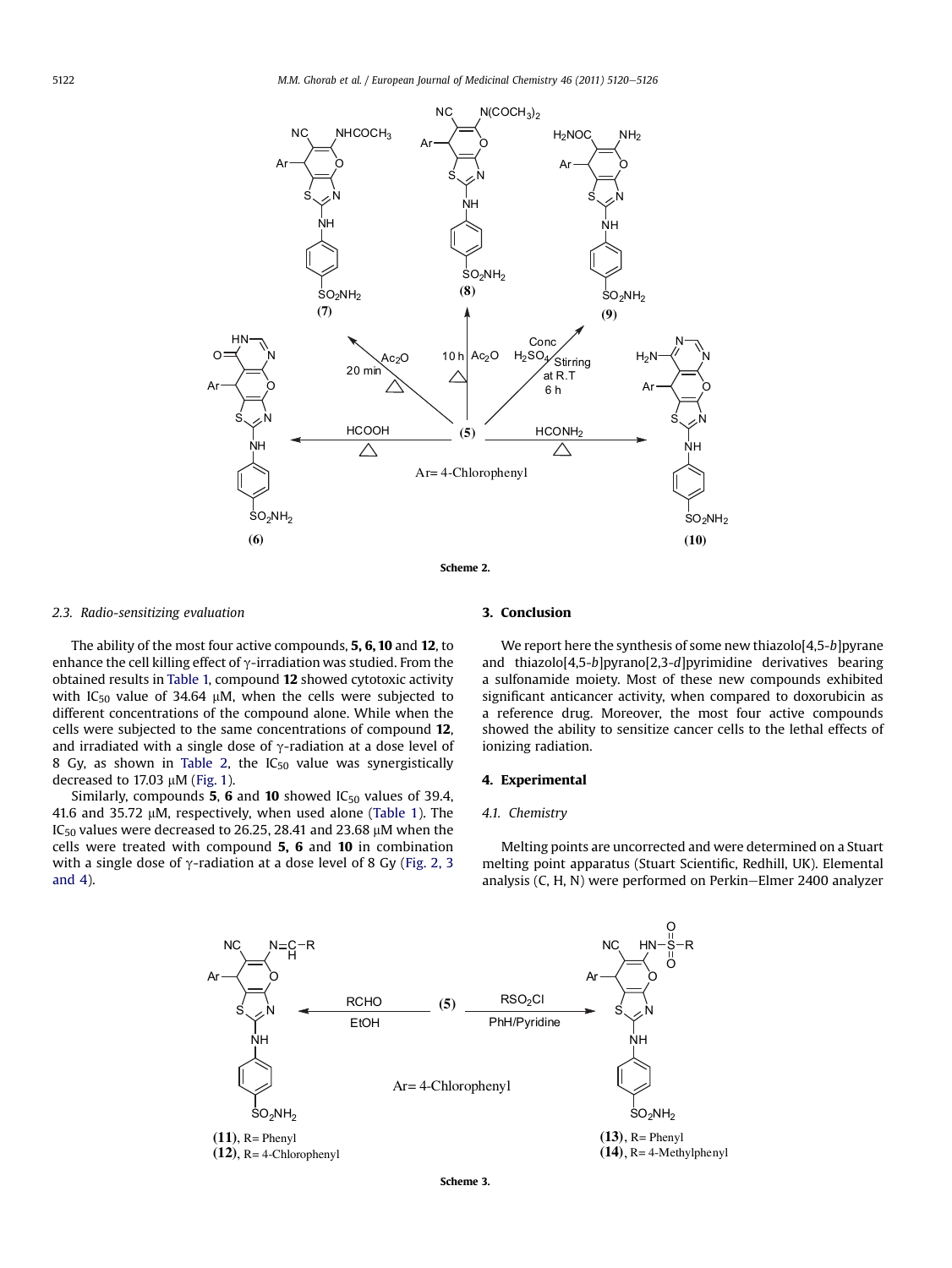Scheme 2.

### 2.3. Radio-sensitizing evaluation

The ability of the most four active compounds, **5, 6, 10** and **12**, to enhance the cell killing effect of γ-irradiation was studied. From the obtained results in Table 1, compound **12** showed cytotoxic activity with $IC_{50}$ value of 34.64 μM, when the cells were subjected to different concentrations of the compound alone. While when the cells were subjected to the same concentrations of compound **12**, and irradiated with a single dose of γ-radiation at a dose level of 8 Gy, as shown in Table 2, the $IC_{50}$ value was synergistically decreased to 17.03 μM (Fig. 1).

Similarly, compounds **5**, **6** and **10** showed $IC_{50}$ values of 39.4, 41.6 and 35.72 μM, respectively, when used alone (Table 1). The $IC_{50}$ values were decreased to 26.25, 28.41 and 23.68 μM when the cells were treated with compound **5, 6** and **10** in combination with a single dose of γ-radiation at a dose level of 8 Gy (Fig. 2, 3 and 4).

## 3. Conclusion

We report here the synthesis of some new thiazolo[4,5-*b*]pyrane and thiazolo[4,5-*b*]pyrano[2,3-*d*]pyrimidine derivatives bearing a sulfonamide moiety. Most of these new compounds exhibited significant anticancer activity, when compared to doxorubicin as a reference drug. Moreover, the most four active compounds showed the ability to sensitize cancer cells to the lethal effects of ionizing radiation.

## 4. Experimental

### 4.1. Chemistry

Melting points are uncorrected and were determined on a Stuart melting point apparatus (Stuart Scientific, Redhill, UK). Elemental analysis (C, H, N) were performed on Perkin–Elmer 2400 analyzer

Scheme 3.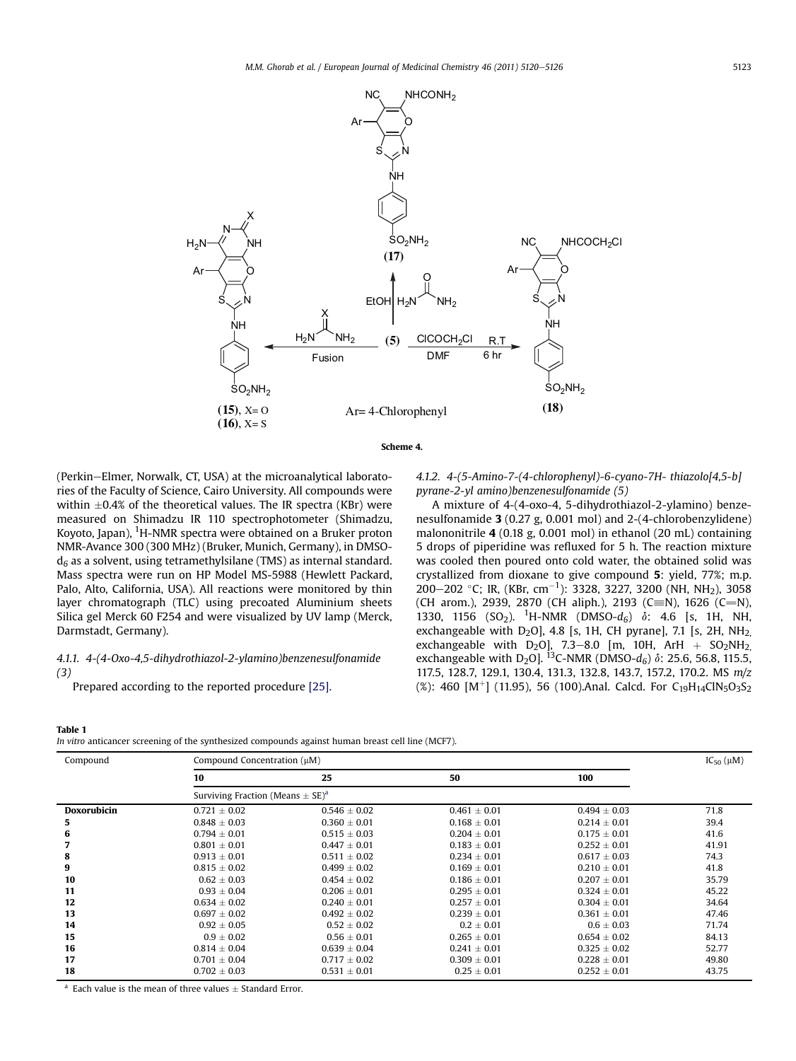Scheme 4.

(Perkin–Elmer, Norwalk, CT, USA) at the microanalytical laboratories of the Faculty of Science, Cairo University. All compounds were within ±0.4% of the theoretical values. The IR spectra (KBr) were measured on Shimadzu IR 110 spectrophotometer (Shimadzu, Koyoto, Japan), $^{1}$H-NMR spectra were obtained on a Bruker proton NMR-Avance 300 (300 MHz) (Bruker, Munich, Germany), in DMSO-$d_6$ as a solvent, using tetramethylsilane (TMS) as internal standard. Mass spectra were run on HP Model MS-5988 (Hewlett Packard, Palo, Alto, California, USA). All reactions were monitored by thin layer chromatograph (TLC) using precoated Aluminium sheets Silica gel Merck 60 F254 and were visualized by UV lamp (Merck, Darmstadt, Germany).

#### *4.1.1. 4-(4-Oxo-4,5-dihydrothiazol-2-ylamino)benzenesulfonamide (3)*

Prepared according to the reported procedure [25].

#### *4.1.2. 4-(5-Amino-7-(4-chlorophenyl)-6-cyano-7H- thiazolo[4,5-b] pyrane-2-yl amino)benzenesulfonamide (5)*

A mixture of 4-(4-oxo-4, 5-dihydrothiazol-2-ylamino) benzenesulfonamide **3** (0.27 g, 0.001 mol) and 2-(4-chlorobenzylidene) malononitrile **4** (0.18 g, 0.001 mol) in ethanol (20 mL) containing 5 drops of piperidine was refluxed for 5 h. The reaction mixture was cooled then poured onto cold water, the obtained solid was crystallized from dioxane to give compound **5**: yield, 77%; m.p. 200–202 °C; IR, (KBr, $cm^{-1}$): 3328, 3227, 3200 (NH, $NH_2$), 3058 (CH arom.), 2939, 2870 (CH aliph.), 2193 (C≡N), 1626 (C=N), 1330, 1156 ($SO_2$). $^{1}$H-NMR (DMSO-$d_6$) δ: 4.6 [s, 1H, NH, exchangeable with $D_2O$], 4.8 [s, 1H, CH pyrane], 7.1 [s, 2H, $NH_2$, exchangeable with $D_2O$], 7.3–8.0 [m, 10H, ArH + $SO_2NH_2$, exchangeable with $D_2O$]. $^{13}$C-NMR (DMSO-$d_6$) δ: 25.6, 56.8, 115.5, 117.5, 128.7, 129.1, 130.4, 131.3, 132.8, 143.7, 157.2, 170.2. MS *m/z* (%): 460 [$M^+$] (11.95), 56 (100).Anal. Calcd. For $C_{19}H_{14}ClN_5O_3S_2$

**Table 1**
*In vitro* anticancer screening of the synthesized compounds against human breast cell line (MCF7).

| Compound | Compound Concentration (μM) | | | | $IC_{50}$ (μM) |
|---|---|---|---|---|---|
| | 10 | 25 | 50 | 100 | |
| | Surviving Fraction (Means ± SE)[a] | | | | |
| **Doxorubicin** | 0.721 ± 0.02 | 0.546 ± 0.02 | 0.461 ± 0.01 | 0.494 ± 0.03 | 71.8 |
| **5** | 0.848 ± 0.03 | 0.360 ± 0.01 | 0.168 ± 0.01 | 0.214 ± 0.01 | 39.4 |
| **6** | 0.794 ± 0.01 | 0.515 ± 0.03 | 0.204 ± 0.01 | 0.175 ± 0.01 | 41.6 |
| **7** | 0.801 ± 0.01 | 0.447 ± 0.01 | 0.183 ± 0.01 | 0.252 ± 0.01 | 41.91 |
| **8** | 0.913 ± 0.01 | 0.511 ± 0.02 | 0.234 ± 0.01 | 0.617 ± 0.03 | 74.3 |
| **9** | 0.815 ± 0.02 | 0.499 ± 0.02 | 0.169 ± 0.01 | 0.210 ± 0.01 | 41.8 |
| **10** | 0.62 ± 0.03 | 0.454 ± 0.02 | 0.186 ± 0.01 | 0.207 ± 0.01 | 35.79 |
| **11** | 0.93 ± 0.04 | 0.206 ± 0.01 | 0.295 ± 0.01 | 0.324 ± 0.01 | 45.22 |
| **12** | 0.634 ± 0.02 | 0.240 ± 0.01 | 0.257 ± 0.01 | 0.304 ± 0.01 | 34.64 |
| **13** | 0.697 ± 0.02 | 0.492 ± 0.02 | 0.239 ± 0.01 | 0.361 ± 0.01 | 47.46 |
| **14** | 0.92 ± 0.05 | 0.52 ± 0.02 | 0.2 ± 0.01 | 0.6 ± 0.03 | 71.74 |
| **15** | 0.9 ± 0.02 | 0.56 ± 0.01 | 0.265 ± 0.01 | 0.654 ± 0.02 | 84.13 |
| **16** | 0.814 ± 0.04 | 0.639 ± 0.04 | 0.241 ± 0.01 | 0.325 ± 0.02 | 52.77 |
| **17** | 0.701 ± 0.04 | 0.717 ± 0.02 | 0.309 ± 0.01 | 0.228 ± 0.01 | 49.80 |
| **18** | 0.702 ± 0.03 | 0.531 ± 0.01 | 0.25 ± 0.01 | 0.252 ± 0.01 | 43.75 |

[a] Each value is the mean of three values ± Standard Error.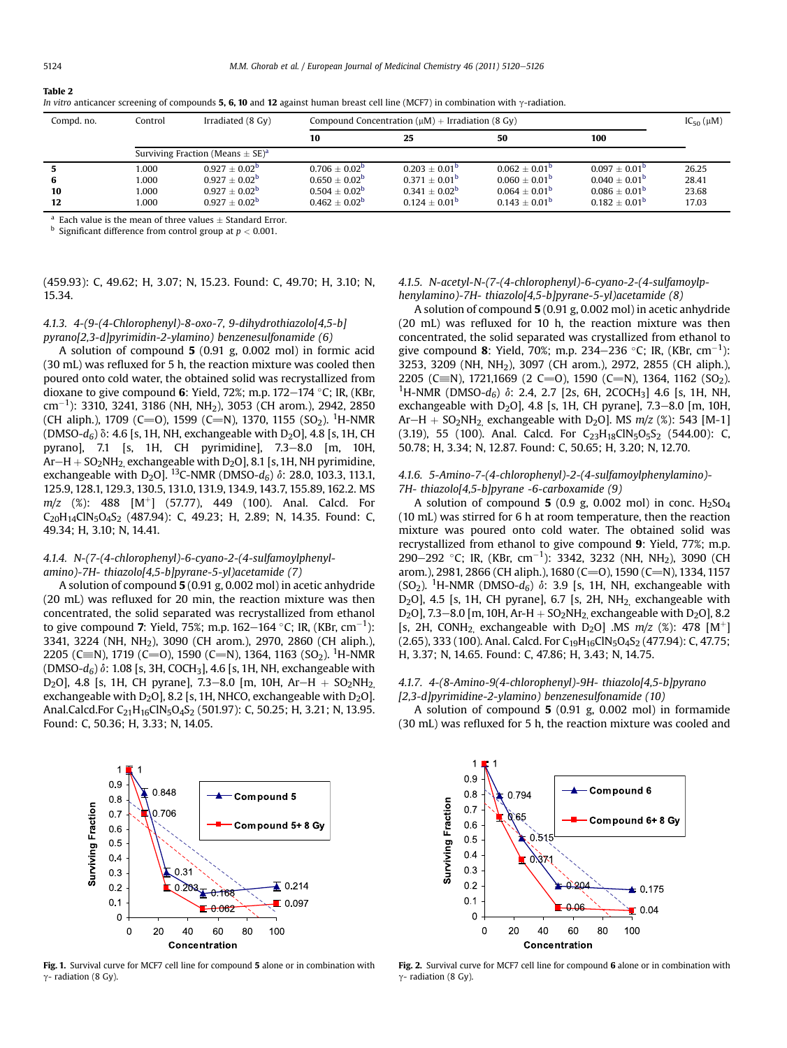**Table 2**
*In vitro* anticancer screening of compounds **5**, **6**, **10** and **12** against human breast cell line (MCF7) in combination with γ-radiation.

| Compd. no. | Control | Irradiated (8 Gy) | Compound Concentration (μM) + Irradiation (8 Gy) | | | | $IC_{50}$ (μM) |
|---|---|---|---|---|---|---|---|
| | | | 10 | 25 | 50 | 100 | |
| | Surviving Fraction (Means ± SE)[a] | | | | | | |
| **5** | 1.000 | 0.927 ± 0.02[b] | 0.706 ± 0.02[b] | 0.203 ± 0.01[b] | 0.062 ± 0.01[b] | 0.097 ± 0.01[b] | 26.25 |
| **6** | 1.000 | 0.927 ± 0.02[b] | 0.650 ± 0.02[b] | 0.371 ± 0.01[b] | 0.060 ± 0.01[b] | 0.040 ± 0.01[b] | 28.41 |
| **10** | 1.000 | 0.927 ± 0.02[b] | 0.504 ± 0.02[b] | 0.341 ± 0.02[b] | 0.064 ± 0.01[b] | 0.086 ± 0.01[b] | 23.68 |
| **12** | 1.000 | 0.927 ± 0.02[b] | 0.462 ± 0.02[b] | 0.124 ± 0.01[b] | 0.143 ± 0.01[b] | 0.182 ± 0.01[b] | 17.03 |

[a] Each value is the mean of three values ± Standard Error.
[b] Significant difference from control group at $p < 0.001$.

(459.93): C, 49.62; H, 3.07; N, 15.23. Found: C, 49.70; H, 3.10; N, 15.34.

#### 4.1.3. 4-(9-(4-Chlorophenyl)-8-oxo-7, 9-dihydrothiazolo[4,5-b]pyrano[2,3-d]pyrimidin-2-ylamino) benzenesulfonamide (6)

A solution of compound **5** (0.91 g, 0.002 mol) in formic acid (30 mL) was refluxed for 5 h, the reaction mixture was cooled then poured onto cold water, the obtained solid was recrystallized from dioxane to give compound **6**: Yield, 72%; m.p. 172–174 °C; IR, (KBr, $cm^{-1}$): 3310, 3241, 3186 (NH, $NH_2$), 3053 (CH arom.), 2942, 2850 (CH aliph.), 1709 (C=O), 1599 (C=N), 1370, 1155 ($SO_2$). $^1$H-NMR (DMSO-$d_6$) δ: 4.6 [s, 1H, NH, exchangeable with $D_2O$], 4.8 [s, 1H, CH pyrano], 7.1 [s, 1H, CH pyrimidine], 7.3–8.0 [m, 10H, Ar–H + $SO_2NH_2$, exchangeable with $D_2O$], 8.1 [s, 1H, NH pyrimidine, exchangeable with $D_2O$]. $^{13}$C-NMR (DMSO-$d_6$) δ: 28.0, 103.3, 113.1, 125.9, 128.1, 129.3, 130.5, 131.0, 131.9, 134.9, 143.7, 155.89, 162.2. MS *m/z* (%): 488 [$M^+$] (57.77), 449 (100). Anal. Calcd. For $C_{20}H_{14}ClN_5O_4S_2$ (487.94): C, 49.23; H, 2.89; N, 14.35. Found: C, 49.34; H, 3.10; N, 14.41.

#### 4.1.4. N-(7-(4-chlorophenyl)-6-cyano-2-(4-sulfamoylphenylamino)-7H- thiazolo[4,5-b]pyrane-5-yl)acetamide (7)

A solution of compound **5** (0.91 g, 0.002 mol) in acetic anhydride (20 mL) was refluxed for 20 min, the reaction mixture was then concentrated, the solid separated was recrystallized from ethanol to give compound **7**: Yield, 75%; m.p. 162–164 °C; IR, (KBr, $cm^{-1}$): 3341, 3224 (NH, $NH_2$), 3090 (CH arom.), 2970, 2860 (CH aliph.), 2205 (C≡N), 1719 (C=O), 1590 (C=N), 1364, 1163 ($SO_2$). $^1$H-NMR (DMSO-$d_6$) δ: 1.08 [s, 3H, $COCH_3$], 4.6 [s, 1H, NH, exchangeable with $D_2O$], 4.8 [s, 1H, CH pyrane], 7.3–8.0 [m, 10H, Ar–H + $SO_2NH_2$, exchangeable with $D_2O$], 8.2 [s, 1H, NHCO, exchangeable with $D_2O$]. Anal.Calcd.For $C_{21}H_{16}ClN_5O_4S_2$ (501.97): C, 50.25; H, 3.21; N, 13.95. Found: C, 50.36; H, 3.33; N, 14.05.

#### 4.1.5. N-acetyl-N-(7-(4-chlorophenyl)-6-cyano-2-(4-sulfamoylphenylamino)-7H- thiazolo[4,5-b]pyrane-5-yl)acetamide (8)

A solution of compound **5** (0.91 g, 0.002 mol) in acetic anhydride (20 mL) was refluxed for 10 h, the reaction mixture was then concentrated, the solid separated was crystallized from ethanol to give compound **8**: Yield, 70%; m.p. 234–236 °C; IR, (KBr, $cm^{-1}$): 3253, 3209 (NH, $NH_2$), 3097 (CH arom.), 2972, 2855 (CH aliph.), 2205 (C≡N), 1721,1669 (2 C=O), 1590 (C=N), 1364, 1162 ($SO_2$). $^1$H-NMR (DMSO-$d_6$) δ: 2.4, 2.7 [2s, 6H, $2COCH_3$] 4.6 [s, 1H, NH, exchangeable with $D_2O$], 4.8 [s, 1H, CH pyrane], 7.3–8.0 [m, 10H, Ar–H + $SO_2NH_2$, exchangeable with $D_2O$]. MS *m/z* (%): 543 [M-1] (3.19), 55 (100). Anal. Calcd. For $C_{23}H_{18}ClN_5O_5S_2$ (544.00): C, 50.78; H, 3.34; N, 12.87. Found: C, 50.65; H, 3.20; N, 12.70.

#### 4.1.6. 5-Amino-7-(4-chlorophenyl)-2-(4-sulfamoylphenylamino)-7H- thiazolo[4,5-b]pyrane -6-carboxamide (9)

A solution of compound **5** (0.9 g, 0.002 mol) in conc. $H_2SO_4$ (10 mL) was stirred for 6 h at room temperature, then the reaction mixture was poured onto cold water. The obtained solid was recrystallized from ethanol to give compound **9**: Yield, 77%; m.p. 290–292 °C; IR, (KBr, $cm^{-1}$): 3342, 3232 (NH, $NH_2$), 3090 (CH arom.), 2981, 2866 (CH aliph.), 1680 (C=O), 1590 (C=N), 1334, 1157 ($SO_2$). $^1$H-NMR (DMSO-$d_6$) δ: 3.9 [s, 1H, NH, exchangeable with $D_2O$], 4.5 [s, 1H, CH pyrane], 6.7 [s, 2H, $NH_2$, exchangeable with $D_2O$], 7.3–8.0 [m, 10H, Ar-H + $SO_2NH_2$, exchangeable with $D_2O$], 8.2 [s, 2H, $CONH_2$, exchangeable with $D_2O$] .MS *m/z* (%): 478 [$M^+$] (2.65), 333 (100). Anal. Calcd. For $C_{19}H_{16}ClN_5O_4S_2$ (477.94): C, 47.75; H, 3.37; N, 14.65. Found: C, 47.86; H, 3.43; N, 14.75.

#### 4.1.7. 4-(8-Amino-9(4-chlorophenyl)-9H- thiazolo[4,5-b]pyrano[2,3-d]pyrimidine-2-ylamino) benzenesulfonamide (10)

A solution of compound **5** (0.91 g, 0.002 mol) in formamide (30 mL) was refluxed for 5 h, the reaction mixture was cooled and

**Fig. 1.** Survival curve for MCF7 cell line for compound **5** alone or in combination with γ- radiation (8 Gy).

**Fig. 2.** Survival curve for MCF7 cell line for compound **6** alone or in combination with γ- radiation (8 Gy).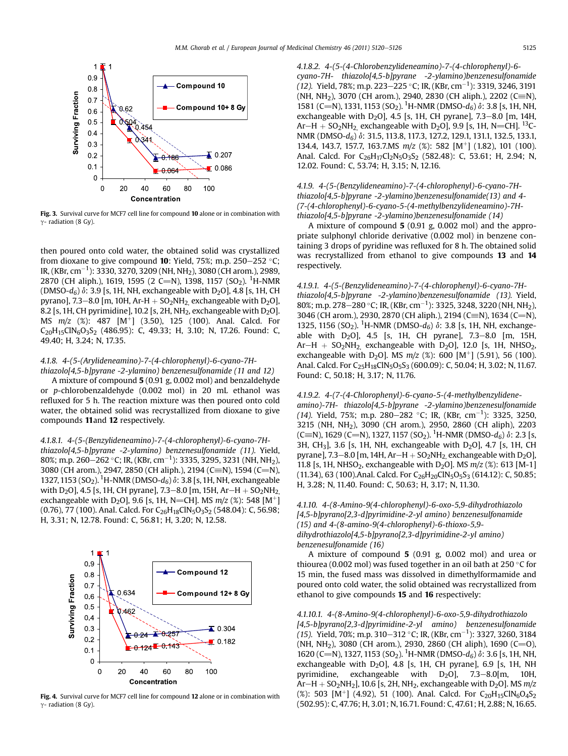Fig. 3. Survival curve for MCF7 cell line for compound **10** alone or in combination with γ- radiation (8 Gy).

then poured onto cold water, the obtained solid was crystallized from dioxane to give compound **10**: Yield, 75%; m.p. 250–252 °C; IR, (KBr, $cm^{-1}$): 3330, 3270, 3209 (NH, $NH_2$), 3080 (CH arom.), 2989, 2870 (CH aliph.), 1619, 1595 (2 C=N), 1398, 1157 ($SO_2$). $^1$H-NMR (DMSO-$d_6$) δ: 3.9 [s, 1H, NH, exchangeable with $D_2O$], 4.8 [s, 1H, CH pyrano], 7.3–8.0 [m, 10H, Ar-H + $SO_2NH_2$, exchangeable with $D_2O$], 8.2 [s, 1H, CH pyrimidine], 10.2 [s, 2H, $NH_2$, exchangeable with $D_2O$]. MS *m/z* (%): 487 [$M^+$] (3.50), 125 (100). Anal. Calcd. For $C_{20}H_{15}ClN_6O_3S_2$ (486.95): C, 49.33; H, 3.10; N, 17.26. Found: C, 49.40; H, 3.24; N, 17.35.

#### *4.1.8. 4-(5-(Arylideneamino)-7-(4-chlorophenyl)-6-cyano-7H-thiazolo[4,5-b]pyrane -2-ylamino) benzenesulfonamide (11 and 12)*

A mixture of compound **5** (0.91 g, 0.002 mol) and benzaldehyde or *p*-chlorobenzaldehyde (0.002 mol) in 20 mL ethanol was refluxed for 5 h. The reaction mixture was then poured onto cold water, the obtained solid was recrystallized from dioxane to give compounds **11**and **12** respectively.

*4.1.8.1. 4-(5-(Benzylideneamino)-7-(4-chlorophenyl)-6-cyano-7H-thiazolo[4,5-b]pyrane -2-ylamino) benzenesulfonamide (11).* Yield, 80%; m.p. 260–262 °C; IR, (KBr, $cm^{-1}$): 3335, 3295, 3231 (NH, $NH_2$), 3080 (CH arom.), 2947, 2850 (CH aliph.), 2194 (C≡N), 1594 (C=N), 1327, 1153 ($SO_2$). $^1$H-NMR (DMSO-$d_6$) δ: 3.8 [s, 1H, NH, exchangeable with $D_2O$], 4.5 [s, 1H, CH pyrane], 7.3–8.0 [m, 15H, Ar−H + $SO_2NH_2$, exchangeable with $D_2O$], 9.6 [s, 1H, N=CH]. MS *m/z* (%): 548 [$M^+$] (0.76), 77 (100). Anal. Calcd. For $C_{26}H_{18}ClN_5O_3S_2$ (548.04): C, 56.98; H, 3.31; N, 12.78. Found: C, 56.81; H, 3.20; N, 12.58.

Fig. 4. Survival curve for MCF7 cell line for compound **12** alone or in combination with γ- radiation (8 Gy).

*4.1.8.2. 4-(5-(4-Chlorobenzylideneamino)-7-(4-chlorophenyl)-6-cyano-7H- thiazolo[4,5-b]pyrane -2-ylamino)benzenesulfonamide (12).* Yield, 78%; m.p. 223–225 °C; IR, (KBr, $cm^{-1}$): 3319, 3246, 3191 (NH, $NH_2$), 3070 (CH arom.), 2940, 2830 (CH aliph.), 2202 (C≡N), 1581 (C=N), 1331, 1153 ($SO_2$). $^1$H-NMR (DMSO-$d_6$) δ: 3.8 [s, 1H, NH, exchangeable with $D_2O$], 4.5 [s, 1H, CH pyrane], 7.3–8.0 [m, 14H, Ar−H + $SO_2NH_2$, exchangeable with $D_2O$], 9.9 [s, 1H, N=CH]. $^{13}$C-NMR (DMSO-$d_6$) δ: 31.5, 113.8, 117.3, 127.2, 129.1, 131.1, 132.5, 133.1, 134.4, 143.7, 157.7, 163.7.MS *m/z* (%): 582 [$M^+$] (1.82), 101 (100). Anal. Calcd. For $C_{26}H_{17}Cl_2N_5O_3S_2$ (582.48): C, 53.61; H, 2.94; N, 12.02. Found: C, 53.74; H, 3.15; N, 12.16.

#### *4.1.9. 4-(5-(Benzylideneamino)-7-(4-chlorophenyl)-6-cyano-7H-thiazolo[4,5-b]pyrane -2-ylamino)benzenesulfonamide(13) and 4-(7-(4-chlorophenyl)-6-cyano-5-(4-methylbenzylideneamino)-7H-thiazolo[4,5-b]pyrane -2-ylamino)benzenesulfonamide (14)*

A mixture of compound **5** (0.91 g, 0.002 mol) and the appropriate sulphonyl chloride derivative (0.002 mol) in benzene containing 3 drops of pyridine was refluxed for 8 h. The obtained solid was recrystallized from ethanol to give compounds **13** and **14** respectively.

*4.1.9.1. 4-(5-(Benzylideneamino)-7-(4-chlorophenyl)-6-cyano-7H-thiazolo[4,5-b]pyrane -2-ylamino)benzenesulfonamide (13).* Yield, 80%; m.p. 278–280 °C; IR, (KBr, $cm^{-1}$): 3325, 3248, 3220 (NH, $NH_2$), 3046 (CH arom.), 2930, 2870 (CH aliph.), 2194 (C≡N), 1634 (C=N), 1325, 1156 ($SO_2$). $^1$H-NMR (DMSO-$d_6$) δ: 3.8 [s, 1H, NH, exchangeable with $D_2O$], 4.5 [s, 1H, CH pyrane], 7.3–8.0 [m, 15H, Ar−H + $SO_2NH_2$, exchangeable with $D_2O$], 12.0 [s, 1H, $NHSO_2$, exchangeable with $D_2O$]. MS *m/z* (%): 600 [$M^+$] (5.91), 56 (100). Anal. Calcd. For $C_{25}H_{18}ClN_5O_5S_3$ (600.09): C, 50.04; H, 3.02; N, 11.67. Found: C, 50.18; H, 3.17; N, 11.76.

*4.1.9.2. 4-(7-(4-Chlorophenyl)-6-cyano-5-(4-methylbenzylidene-amino)-7H- thiazolo[4,5-b]pyrane -2-ylamino)benzenesulfonamide (14).* Yield, 75%; m.p. 280–282 °C; IR, (KBr, $cm^{-1}$): 3325, 3250, 3215 (NH, $NH_2$), 3090 (CH arom.), 2950, 2860 (CH aliph), 2203 (C≡N), 1629 (C=N), 1327, 1157 ($SO_2$). $^1$H-NMR (DMSO-$d_6$) δ: 2.3 [s, 3H, $CH_3$], 3.6 [s, 1H, NH, exchangeable with $D_2O$], 4.7 [s, 1H, CH pyrane], 7.3–8.0 [m, 14H, Ar−H + $SO_2NH_2$, exchangeable with $D_2O$], 11.8 [s, 1H, $NHSO_2$, exchangeable with $D_2O$]. MS *m/z* (%): 613 [M-1] (11.34), 63 (100).Anal. Calcd. For $C_{26}H_{20}ClN_5O_5S_3$ (614.12): C, 50.85; H, 3.28; N, 11.40. Found: C, 50.63; H, 3.17; N, 11.30.

#### *4.1.10. 4-(8-Amino-9(4-chlorophenyl)-6-oxo-5,9-dihydrothiazolo[4,5-b]pyrano[2,3-d]pyrimidine-2-yl amino) benzenesulfonamide (15) and 4-(8-amino-9(4-chlorophenyl)-6-thioxo-5,9-dihydrothiazolo[4,5-b]pyrano[2,3-d]pyrimidine-2-yl amino) benzenesulfonamide (16)*

A mixture of compound **5** (0.91 g, 0.002 mol) and urea or thiourea (0.002 mol) was fused together in an oil bath at 250 °C for 15 min, the fused mass was dissolved in dimethylformamide and poured onto cold water, the solid obtained was recrystallized from ethanol to give compounds **15** and **16** respectively:

*4.1.10.1. 4-(8-Amino-9(4-chlorophenyl)-6-oxo-5,9-dihydrothiazolo[4,5-b]pyrano[2,3-d]pyrimidine-2-yl amino) benzenesulfonamide (15).* Yield, 70%; m.p. 310–312 °C; IR, (KBr, $cm^{-1}$): 3327, 3260, 3184 (NH, $NH_2$), 3080 (CH arom.), 2930, 2860 (CH aliph), 1690 (C=O), 1620 (C=N), 1327, 1153 ($SO_2$). $^1$H-NMR (DMSO-$d_6$) δ: 3.6 [s, 1H, NH, exchangeable with $D_2O$], 4.8 [s, 1H, CH pyrane], 6.9 [s, 1H, NH pyrimidine, exchangeable with $D_2O$], 7.3–8.0[m, 10H, Ar−H + $SO_2NH_2$], 10.6 [s, 2H, $NH_2$, exchangeable with $D_2O$]. MS *m/z* (%): 503 [$M^+$] (4.92), 51 (100). Anal. Calcd. For $C_{20}H_{15}ClN_6O_4S_2$ (502.95): C, 47.76; H, 3.01; N, 16.71. Found: C, 47.61; H, 2.88; N, 16.65.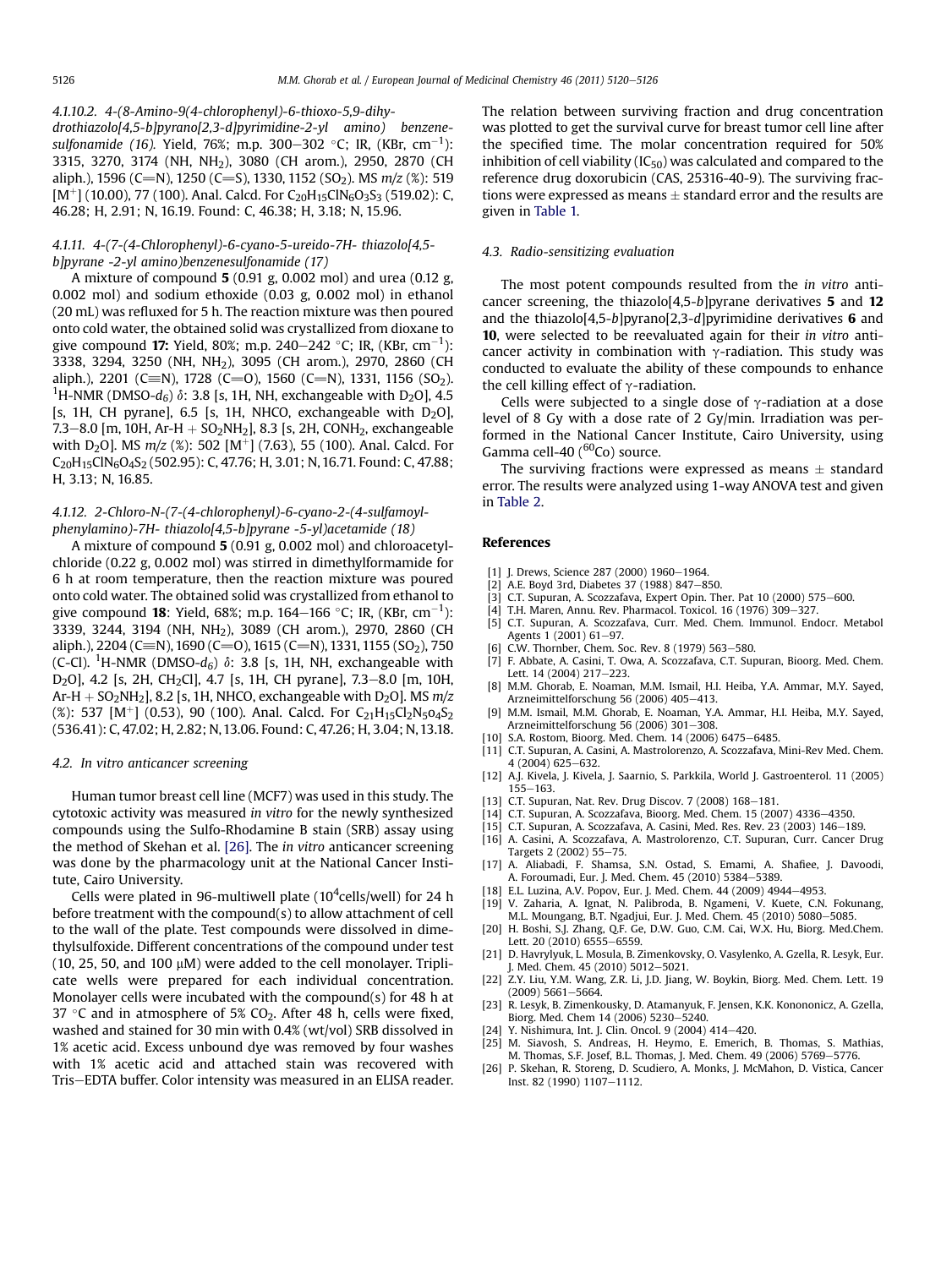#### 4.1.10.2. 4-(8-Amino-9(4-chlorophenyl)-6-thioxo-5,9-dihydrothiazolo[4,5-b]pyrano[2,3-d]pyrimidine-2-yl amino) benzenesulfonamide (16).

Yield, 76%; m.p. 300–302 °C; IR, (KBr, $cm^{-1}$): 3315, 3270, 3174 (NH, $NH_2$), 3080 (CH arom.), 2950, 2870 (CH aliph.), 1596 (C=N), 1250 (C=S), 1330, 1152 ($SO_2$). MS *m/z* (%): 519 [$M^+$] (10.00), 77 (100). Anal. Calcd. For $C_{20}H_{15}ClN_6O_3S_3$ (519.02): C, 46.28; H, 2.91; N, 16.19. Found: C, 46.38; H, 3.18; N, 15.96.

### 4.1.11. 4-(7-(4-Chlorophenyl)-6-cyano-5-ureido-7H- thiazolo[4,5-b]pyrane -2-yl amino)benzenesulfonamide (17)

A mixture of compound **5** (0.91 g, 0.002 mol) and urea (0.12 g, 0.002 mol) and sodium ethoxide (0.03 g, 0.002 mol) in ethanol (20 mL) was refluxed for 5 h. The reaction mixture was then poured onto cold water, the obtained solid was crystallized from dioxane to give compound **17:** Yield, 80%; m.p. 240–242 °C; IR, (KBr, $cm^{-1}$): 3338, 3294, 3250 (NH, $NH_2$), 3095 (CH arom.), 2970, 2860 (CH aliph.), 2201 (C≡N), 1728 (C=O), 1560 (C=N), 1331, 1156 ($SO_2$). $^1$H-NMR (DMSO-$d_6$) δ: 3.8 [s, 1H, NH, exchangeable with $D_2O$], 4.5 [s, 1H, CH pyrane], 6.5 [s, 1H, NHCO, exchangeable with $D_2O$], 7.3–8.0 [m, 10H, Ar-H + $SO_2NH_2$], 8.3 [s, 2H, $CONH_2$, exchangeable with $D_2O$]. MS *m/z* (%): 502 [$M^+$] (7.63), 55 (100). Anal. Calcd. For $C_{20}H_{15}ClN_6O_4S_2$ (502.95): C, 47.76; H, 3.01; N, 16.71. Found: C, 47.88; H, 3.13; N, 16.85.

### 4.1.12. 2-Chloro-N-(7-(4-chlorophenyl)-6-cyano-2-(4-sulfamoylphenylamino)-7H- thiazolo[4,5-b]pyrane -5-yl)acetamide (18)

A mixture of compound **5** (0.91 g, 0.002 mol) and chloroacetylchloride (0.22 g, 0.002 mol) was stirred in dimethylformamide for 6 h at room temperature, then the reaction mixture was poured onto cold water. The obtained solid was crystallized from ethanol to give compound **18**: Yield, 68%; m.p. 164–166 °C; IR, (KBr, $cm^{-1}$): 3339, 3244, 3194 (NH, $NH_2$), 3089 (CH arom.), 2970, 2860 (CH aliph.), 2204 (C≡N), 1690 (C=O), 1615 (C=N), 1331, 1155 ($SO_2$), 750 (C-Cl). $^1$H-NMR (DMSO-$d_6$) δ: 3.8 [s, 1H, NH, exchangeable with $D_2O$], 4.2 [s, 2H, $CH_2Cl$], 4.7 [s, 1H, CH pyrane], 7.3–8.0 [m, 10H, Ar-H + $SO_2NH_2$], 8.2 [s, 1H, NHCO, exchangeable with $D_2O$]. MS *m/z* (%): 537 [$M^+$] (0.53), 90 (100). Anal. Calcd. For $C_{21}H_{15}Cl_2N_5O_4S_2$ (536.41): C, 47.02; H, 2.82; N, 13.06. Found: C, 47.26; H, 3.04; N, 13.18.

## 4.2. In vitro anticancer screening

Human tumor breast cell line (MCF7) was used in this study. The cytotoxic activity was measured *in vitro* for the newly synthesized compounds using the Sulfo-Rhodamine B stain (SRB) assay using the method of Skehan et al. [26]. The *in vitro* anticancer screening was done by the pharmacology unit at the National Cancer Institute, Cairo University.

Cells were plated in 96-multiwell plate ($10^4$cells/well) for 24 h before treatment with the compound(s) to allow attachment of cell to the wall of the plate. Test compounds were dissolved in dimethylsulfoxide. Different concentrations of the compound under test (10, 25, 50, and 100 μM) were added to the cell monolayer. Triplicate wells were prepared for each individual concentration. Monolayer cells were incubated with the compound(s) for 48 h at 37 °C and in atmosphere of 5% $CO_2$. After 48 h, cells were fixed, washed and stained for 30 min with 0.4% (wt/vol) SRB dissolved in 1% acetic acid. Excess unbound dye was removed by four washes with 1% acetic acid and attached stain was recovered with Tris–EDTA buffer. Color intensity was measured in an ELISA reader. The relation between surviving fraction and drug concentration was plotted to get the survival curve for breast tumor cell line after the specified time. The molar concentration required for 50% inhibition of cell viability ($IC_{50}$) was calculated and compared to the reference drug doxorubicin (CAS, 25316-40-9). The surviving fractions were expressed as means ± standard error and the results are given in Table 1.

## 4.3. Radio-sensitizing evaluation

The most potent compounds resulted from the *in vitro* anticancer screening, the thiazolo[4,5-*b*]pyrane derivatives **5** and **12** and the thiazolo[4,5-*b*]pyrano[2,3-*d*]pyrimidine derivatives **6** and **10**, were selected to be reevaluated again for their *in vitro* anticancer activity in combination with γ-radiation. This study was conducted to evaluate the ability of these compounds to enhance the cell killing effect of γ-radiation.

Cells were subjected to a single dose of γ-radiation at a dose level of 8 Gy with a dose rate of 2 Gy/min. Irradiation was performed in the National Cancer Institute, Cairo University, using Gamma cell-40 ($^{60}$Co) source.

The surviving fractions were expressed as means ± standard error. The results were analyzed using 1-way ANOVA test and given in Table 2.

## References

[1] J. Drews, Science 287 (2000) 1960–1964.
[2] A.E. Boyd 3rd, Diabetes 37 (1988) 847–850.
[3] C.T. Supuran, A. Scozzafava, Expert Opin. Ther. Pat 10 (2000) 575–600.
[4] T.H. Maren, Annu. Rev. Pharmacol. Toxicol. 16 (1976) 309–327.
[5] C.T. Supuran, A. Scozzafava, Curr. Med. Chem. Immunol. Endocr. Metabol Agents 1 (2001) 61–97.
[6] C.W. Thornber, Chem. Soc. Rev. 8 (1979) 563–580.
[7] F. Abbate, A. Casini, T. Owa, A. Scozzafava, C.T. Supuran, Bioorg. Med. Chem. Lett. 14 (2004) 217–223.
[8] M.M. Ghorab, E. Noaman, M.M. Ismail, H.I. Heiba, Y.A. Ammar, M.Y. Sayed, Arzneimittelforschung 56 (2006) 405–413.
[9] M.M. Ismail, M.M. Ghorab, E. Noaman, Y.A. Ammar, H.I. Heiba, M.Y. Sayed, Arzneimittelforschung 56 (2006) 301–308.
[10] S.A. Rostom, Bioorg. Med. Chem. 14 (2006) 6475–6485.
[11] C.T. Supuran, A. Casini, A. Mastrolorenzo, A. Scozzafava, Mini-Rev Med. Chem. 4 (2004) 625–632.
[12] A.J. Kivela, J. Kivela, J. Saarnio, S. Parkkila, World J. Gastroenterol. 11 (2005) 155–163.
[13] C.T. Supuran, Nat. Rev. Drug Discov. 7 (2008) 168–181.
[14] C.T. Supuran, A. Scozzafava, Bioorg. Med. Chem. 15 (2007) 4336–4350.
[15] C.T. Supuran, A. Scozzafava, A. Casini, Med. Res. Rev. 23 (2003) 146–189.
[16] A. Casini, A. Scozzafava, A. Mastrolorenzo, C.T. Supuran, Curr. Cancer Drug Targets 2 (2002) 55–75.
[17] A. Aliabadi, F. Shamsa, S.N. Ostad, S. Emami, A. Shafiee, J. Davoodi, A. Foroumadi, Eur. J. Med. Chem. 45 (2010) 5384–5389.
[18] E.L. Luzina, A.V. Popov, Eur. J. Med. Chem. 44 (2009) 4944–4953.
[19] V. Zaharia, A. Ignat, N. Palibroda, B. Ngameni, V. Kuete, C.N. Fokunang, M.L. Moungang, B.T. Ngadjui, Eur. J. Med. Chem. 45 (2010) 5080–5085.
[20] H. Boshi, S.J. Zhang, Q.F. Ge, D.W. Guo, C.M. Cai, W.X. Hu, Biorg. Med.Chem. Lett. 20 (2010) 6555–6559.
[21] D. Havrylyuk, L. Mosula, B. Zimenkovsky, O. Vasylenko, A. Gzella, R. Lesyk, Eur. J. Med. Chem. 45 (2010) 5012–5021.
[22] Z.Y. Liu, Y.M. Wang, Z.R. Li, J.D. Jiang, W. Boykin, Biorg. Med. Chem. Lett. 19 (2009) 5661–5664.
[23] R. Lesyk, B. Zimenkousky, D. Atamanyuk, F. Jensen, K.K. Konononicz, A. Gzella, Biorg. Med. Chem 14 (2006) 5230–5240.
[24] Y. Nishimura, Int. J. Clin. Oncol. 9 (2004) 414–420.
[25] M. Siavosh, S. Andreas, H. Heymo, E. Emerich, B. Thomas, S. Mathias, M. Thomas, S.F. Josef, B.L. Thomas, J. Med. Chem. 49 (2006) 5769–5776.
[26] P. Skehan, R. Storeng, D. Scudiero, A. Monks, J. McMahon, D. Vistica, Cancer Inst. 82 (1990) 1107–1112.